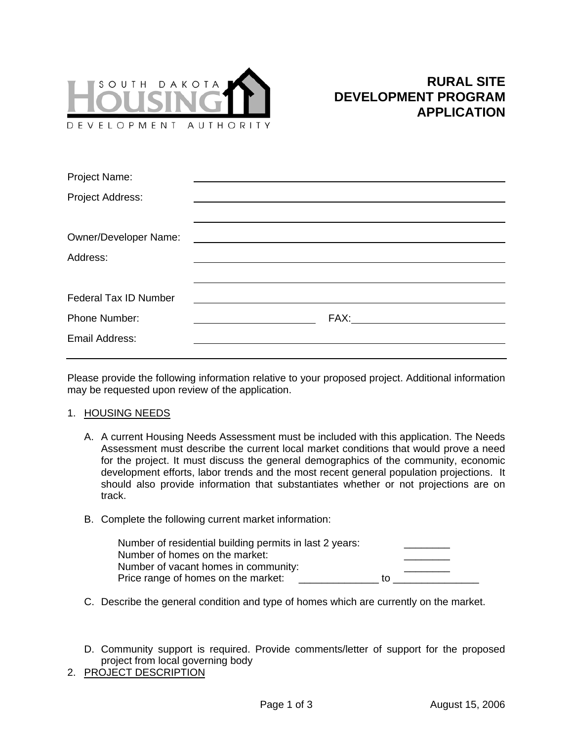SOUTH DAKOTA HOUSING DEVELOPMENT AUTHORITY

# RURAL SITE DEVELOPMENT PROGRAM APPLICATION

Project Name: ______________________________

Project Address: ______________________________

______________________________

Owner/Developer Name: ______________________________

Address: ______________________________

______________________________

Federal Tax ID Number ______________________________

Phone Number: ______________ FAX: ______________

Email Address: ______________________________

---

Please provide the following information relative to your proposed project. Additional information may be requested upon review of the application.

1. HOUSING NEEDS

   A. A current Housing Needs Assessment must be included with this application. The Needs Assessment must describe the current local market conditions that would prove a need for the project. It must discuss the general demographics of the community, economic development efforts, labor trends and the most recent general population projections. It should also provide information that substantiates whether or not projections are on track.

   B. Complete the following current market information:

      Number of residential building permits in last 2 years: ________
      Number of homes on the market: ________
      Number of vacant homes in community: ________
      Price range of homes on the market: ______________ to _______________

   C. Describe the general condition and type of homes which are currently on the market.

   D. Community support is required. Provide comments/letter of support for the proposed project from local governing body

2. PROJECT DESCRIPTION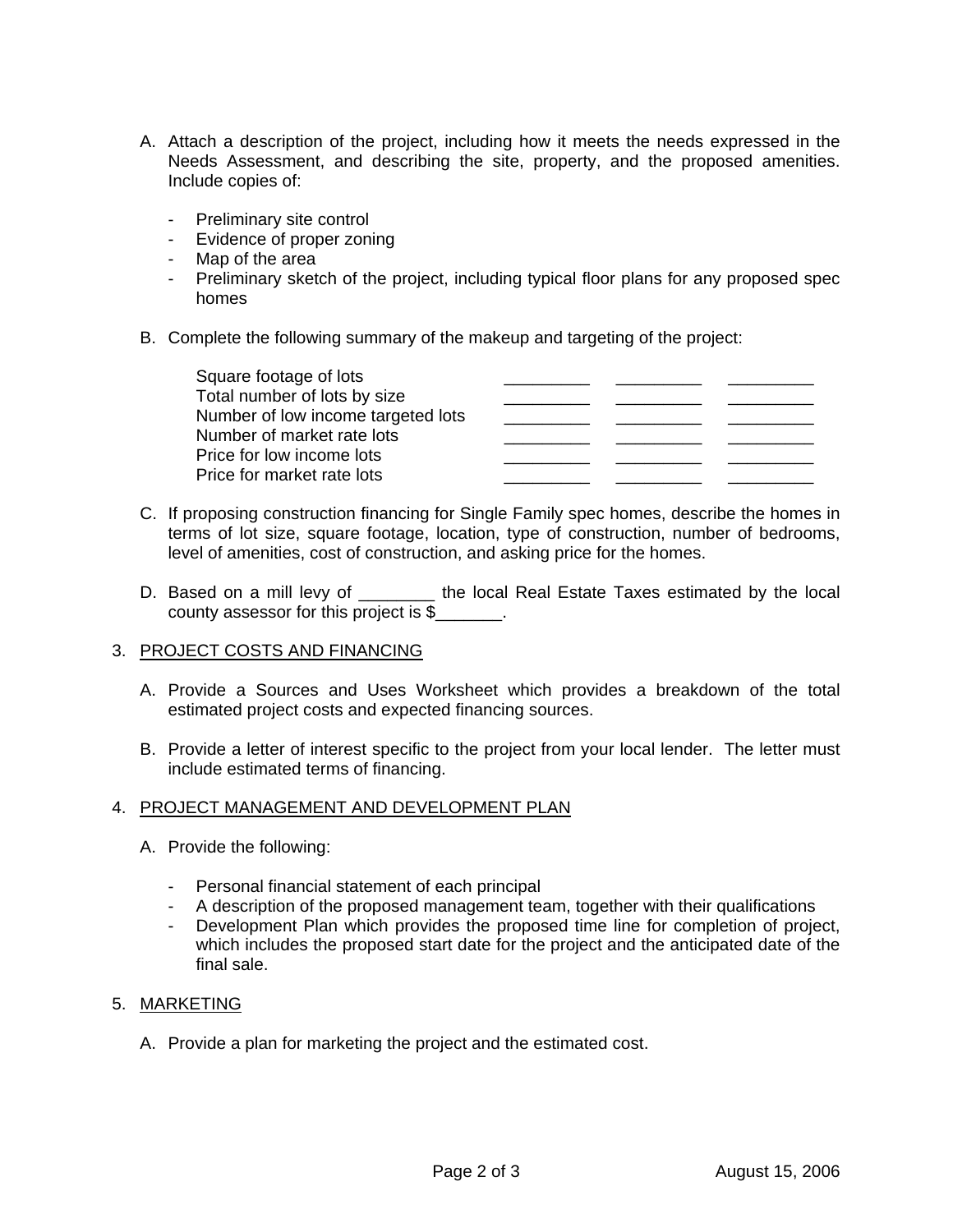A. Attach a description of the project, including how it meets the needs expressed in the Needs Assessment, and describing the site, property, and the proposed amenities. Include copies of:

   - Preliminary site control
   - Evidence of proper zoning
   - Map of the area
   - Preliminary sketch of the project, including typical floor plans for any proposed spec homes

B. Complete the following summary of the makeup and targeting of the project:

| | | | |
|---|---|---|---|
| Square footage of lots | _________ | _________ | _________ |
| Total number of lots by size | _________ | _________ | _________ |
| Number of low income targeted lots | _________ | _________ | _________ |
| Number of market rate lots | _________ | _________ | _________ |
| Price for low income lots | _________ | _________ | _________ |
| Price for market rate lots | _________ | _________ | _________ |

C. If proposing construction financing for Single Family spec homes, describe the homes in terms of lot size, square footage, location, type of construction, number of bedrooms, level of amenities, cost of construction, and asking price for the homes.

D. Based on a mill levy of ________ the local Real Estate Taxes estimated by the local county assessor for this project is $_______.

3. PROJECT COSTS AND FINANCING

   A. Provide a Sources and Uses Worksheet which provides a breakdown of the total estimated project costs and expected financing sources.

   B. Provide a letter of interest specific to the project from your local lender. The letter must include estimated terms of financing.

4. PROJECT MANAGEMENT AND DEVELOPMENT PLAN

   A. Provide the following:

      - Personal financial statement of each principal
      - A description of the proposed management team, together with their qualifications
      - Development Plan which provides the proposed time line for completion of project, which includes the proposed start date for the project and the anticipated date of the final sale.

5. MARKETING

   A. Provide a plan for marketing the project and the estimated cost.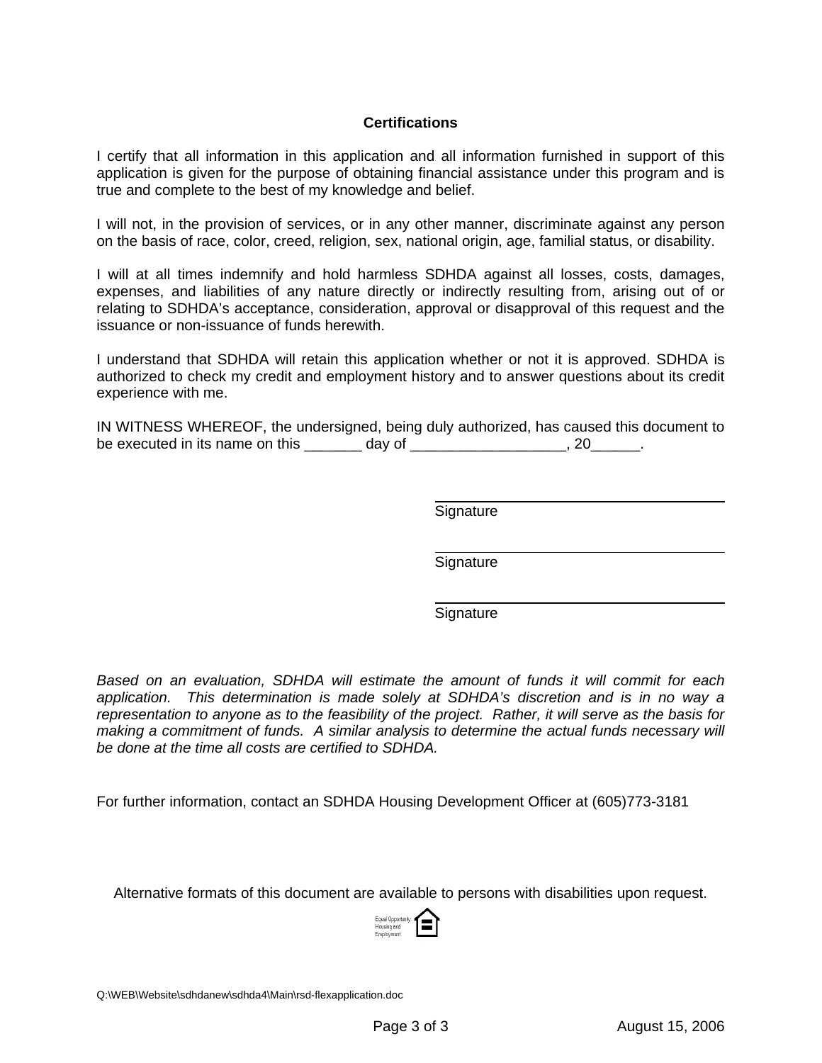## Certifications

I certify that all information in this application and all information furnished in support of this application is given for the purpose of obtaining financial assistance under this program and is true and complete to the best of my knowledge and belief.

I will not, in the provision of services, or in any other manner, discriminate against any person on the basis of race, color, creed, religion, sex, national origin, age, familial status, or disability.

I will at all times indemnify and hold harmless SDHDA against all losses, costs, damages, expenses, and liabilities of any nature directly or indirectly resulting from, arising out of or relating to SDHDA's acceptance, consideration, approval or disapproval of this request and the issuance or non-issuance of funds herewith.

I understand that SDHDA will retain this application whether or not it is approved. SDHDA is authorized to check my credit and employment history and to answer questions about its credit experience with me.

IN WITNESS WHEREOF, the undersigned, being duly authorized, has caused this document to be executed in its name on this _______ day of ___________________, 20______.

\_\_\_\_\_\_\_\_\_\_\_\_\_\_\_\_\_\_\_\_\_\_\_\_\_\_\_\_\_\_\_\_\_\_\_\_
Signature

\_\_\_\_\_\_\_\_\_\_\_\_\_\_\_\_\_\_\_\_\_\_\_\_\_\_\_\_\_\_\_\_\_\_\_\_
Signature

\_\_\_\_\_\_\_\_\_\_\_\_\_\_\_\_\_\_\_\_\_\_\_\_\_\_\_\_\_\_\_\_\_\_\_\_
Signature

*Based on an evaluation, SDHDA will estimate the amount of funds it will commit for each application. This determination is made solely at SDHDA's discretion and is in no way a representation to anyone as to the feasibility of the project. Rather, it will serve as the basis for making a commitment of funds. A similar analysis to determine the actual funds necessary will be done at the time all costs are certified to SDHDA.*

For further information, contact an SDHDA Housing Development Officer at (605)773-3181

Alternative formats of this document are available to persons with disabilities upon request.

Equal Opportunity Housing and Employment

Q:\WEB\Website\sdhdanew\sdhda4\Main\rsd-flexapplication.doc

August 15, 2006